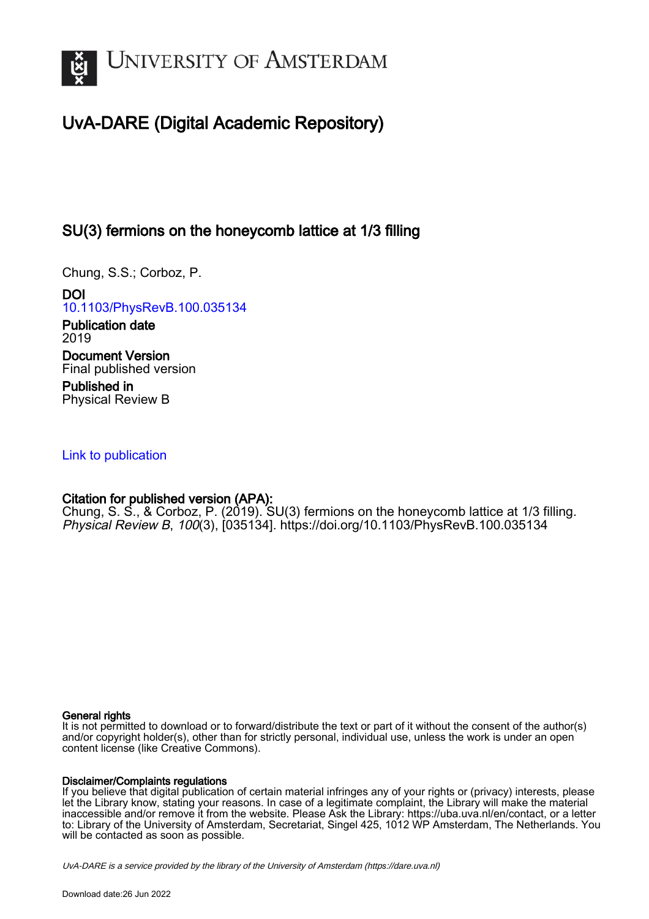# UvA-DARE (Digital Academic Repository)

## SU(3) fermions on the honeycomb lattice at 1/3 filling

Chung, S.S.; Corboz, P.

**DOI**
10.1103/PhysRevB.100.035134

**Publication date**
2019

**Document Version**
Final published version

**Published in**
Physical Review B

Link to publication

**Citation for published version (APA):**
Chung, S. S., & Corboz, P. (2019). SU(3) fermions on the honeycomb lattice at 1/3 filling. *Physical Review B*, *100*(3), [035134]. https://doi.org/10.1103/PhysRevB.100.035134

**General rights**
It is not permitted to download or to forward/distribute the text or part of it without the consent of the author(s) and/or copyright holder(s), other than for strictly personal, individual use, unless the work is under an open content license (like Creative Commons).

**Disclaimer/Complaints regulations**
If you believe that digital publication of certain material infringes any of your rights or (privacy) interests, please let the Library know, stating your reasons. In case of a legitimate complaint, the Library will make the material inaccessible and/or remove it from the website. Please Ask the Library: https://uba.uva.nl/en/contact, or a letter to: Library of the University of Amsterdam, Secretariat, Singel 425, 1012 WP Amsterdam, The Netherlands. You will be contacted as soon as possible.

*UvA-DARE is a service provided by the library of the University of Amsterdam (https://dare.uva.nl)*

Download date:26 Jun 2022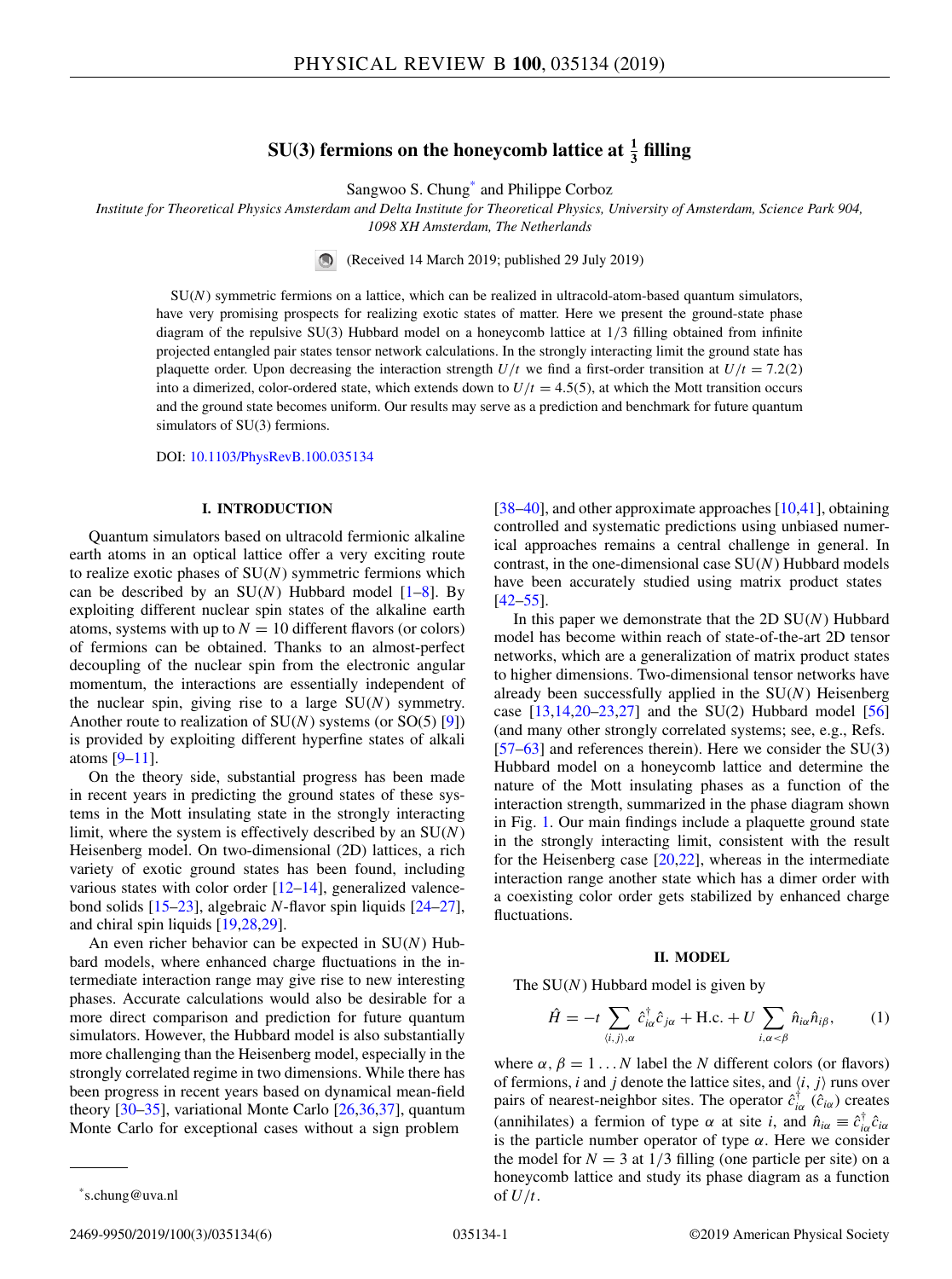# SU(3) fermions on the honeycomb lattice at $\frac{1}{3}$ filling

Sangwoo S. Chung* and Philippe Corboz

*Institute for Theoretical Physics Amsterdam and Delta Institute for Theoretical Physics, University of Amsterdam, Science Park 904, 1098 XH Amsterdam, The Netherlands*

(Received 14 March 2019; published 29 July 2019)

SU($N$) symmetric fermions on a lattice, which can be realized in ultracold-atom-based quantum simulators, have very promising prospects for realizing exotic states of matter. Here we present the ground-state phase diagram of the repulsive SU(3) Hubbard model on a honeycomb lattice at 1/3 filling obtained from infinite projected entangled pair states tensor network calculations. In the strongly interacting limit the ground state has plaquette order. Upon decreasing the interaction strength $U/t$ we find a first-order transition at $U/t = 7.2(2)$ into a dimerized, color-ordered state, which extends down to $U/t = 4.5(5)$, at which the Mott transition occurs and the ground state becomes uniform. Our results may serve as a prediction and benchmark for future quantum simulators of SU(3) fermions.

DOI: 10.1103/PhysRevB.100.035134

## I. INTRODUCTION

Quantum simulators based on ultracold fermionic alkaline earth atoms in an optical lattice offer a very exciting route to realize exotic phases of SU($N$) symmetric fermions which can be described by an SU($N$) Hubbard model [1–8]. By exploiting different nuclear spin states of the alkaline earth atoms, systems with up to $N = 10$ different flavors (or colors) of fermions can be obtained. Thanks to an almost-perfect decoupling of the nuclear spin from the electronic angular momentum, the interactions are essentially independent of the nuclear spin, giving rise to a large SU($N$) symmetry. Another route to realization of SU($N$) systems (or SO(5) [9]) is provided by exploiting different hyperfine states of alkali atoms [9–11].

On the theory side, substantial progress has been made in recent years in predicting the ground states of these systems in the Mott insulating state in the strongly interacting limit, where the system is effectively described by an SU($N$) Heisenberg model. On two-dimensional (2D) lattices, a rich variety of exotic ground states has been found, including various states with color order [12–14], generalized valence-bond solids [15–23], algebraic $N$-flavor spin liquids [24–27], and chiral spin liquids [19,28,29].

An even richer behavior can be expected in SU($N$) Hubbard models, where enhanced charge fluctuations in the intermediate interaction range may give rise to new interesting phases. Accurate calculations would also be desirable for a more direct comparison and prediction for future quantum simulators. However, the Hubbard model is also substantially more challenging than the Heisenberg model, especially in the strongly correlated regime in two dimensions. While there has been progress in recent years based on dynamical mean-field theory [30–35], variational Monte Carlo [26,36,37], quantum Monte Carlo for exceptional cases without a sign problem [38–40], and other approximate approaches [10,41], obtaining controlled and systematic predictions using unbiased numerical approaches remains a central challenge in general. In contrast, in the one-dimensional case SU($N$) Hubbard models have been accurately studied using matrix product states [42–55].

In this paper we demonstrate that the 2D SU($N$) Hubbard model has become within reach of state-of-the-art 2D tensor networks, which are a generalization of matrix product states to higher dimensions. Two-dimensional tensor networks have already been successfully applied in the SU($N$) Heisenberg case [13,14,20–23,27] and the SU(2) Hubbard model [56] (and many other strongly correlated systems; see, e.g., Refs. [57–63] and references therein). Here we consider the SU(3) Hubbard model on a honeycomb lattice and determine the nature of the Mott insulating phases as a function of the interaction strength, summarized in the phase diagram shown in Fig. 1. Our main findings include a plaquette ground state in the strongly interacting limit, consistent with the result for the Heisenberg case [20,22], whereas in the intermediate interaction range another state which has a dimer order with a coexisting color order gets stabilized by enhanced charge fluctuations.

## II. MODEL

The SU($N$) Hubbard model is given by

$$\hat{H} = -t \sum_{\langle i,j\rangle,\alpha} \hat{c}^{\dagger}_{i\alpha}\hat{c}_{j\alpha} + \text{H.c.} + U \sum_{i,\alpha<\beta} \hat{n}_{i\alpha}\hat{n}_{i\beta}, \tag{1}$$

where $\alpha, \beta = 1 \dots N$ label the $N$ different colors (or flavors) of fermions, $i$ and $j$ denote the lattice sites, and $\langle i, j\rangle$ runs over pairs of nearest-neighbor sites. The operator $\hat{c}^{\dagger}_{i\alpha}$ ($\hat{c}_{i\alpha}$) creates (annihilates) a fermion of type $\alpha$ at site $i$, and $\hat{n}_{i\alpha} \equiv \hat{c}^{\dagger}_{i\alpha}\hat{c}_{i\alpha}$ is the particle number operator of type $\alpha$. Here we consider the model for $N = 3$ at 1/3 filling (one particle per site) on a honeycomb lattice and study its phase diagram as a function of $U/t$.

*s.chung@uva.nl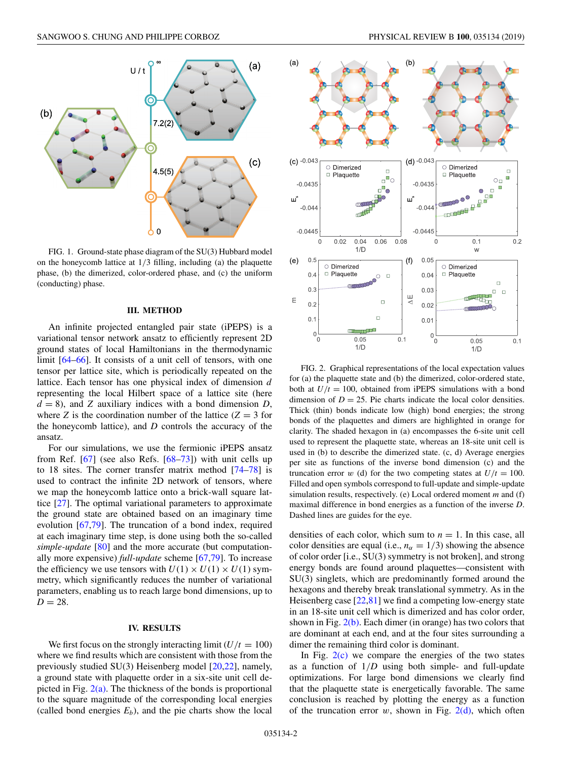FIG. 1. Ground-state phase diagram of the SU(3) Hubbard model on the honeycomb lattice at 1/3 filling, including (a) the plaquette phase, (b) the dimerized, color-ordered phase, and (c) the uniform (conducting) phase.

## III. METHOD

An infinite projected entangled pair state (iPEPS) is a variational tensor network ansatz to efficiently represent 2D ground states of local Hamiltonians in the thermodynamic limit [64–66]. It consists of a unit cell of tensors, with one tensor per lattice site, which is periodically repeated on the lattice. Each tensor has one physical index of dimension $d$ representing the local Hilbert space of a lattice site (here $d = 8$), and $Z$ auxiliary indices with a bond dimension $D$, where $Z$ is the coordination number of the lattice ($Z = 3$ for the honeycomb lattice), and $D$ controls the accuracy of the ansatz.

For our simulations, we use the fermionic iPEPS ansatz from Ref. [67] (see also Refs. [68–73]) with unit cells up to 18 sites. The corner transfer matrix method [74–78] is used to contract the infinite 2D network of tensors, where we map the honeycomb lattice onto a brick-wall square lattice [27]. The optimal variational parameters to approximate the ground state are obtained based on imaginary time evolution [67,79]. The truncation of a bond index, required at each imaginary time step, is done using both the so-called *simple-update* [80] and the more accurate (but computationally more expensive) *full-update* scheme [67,79]. To increase the efficiency we use tensors with $U(1) \times U(1) \times U(1)$ symmetry, which significantly reduces the number of variational parameters, enabling us to reach large bond dimensions, up to $D = 28$.

## IV. RESULTS

We first focus on the strongly interacting limit ($U/t = 100$) where we find results which are consistent with those from the previously studied SU(3) Heisenberg model [20,22], namely, a ground state with plaquette order in a six-site unit cell depicted in Fig. 2(a). The thickness of the bonds is proportional to the square magnitude of the corresponding local energies (called bond energies $E_b$), and the pie charts show the local densities of each color, which sum to $n = 1$. In this case, all color densities are equal (i.e., $n_\alpha = 1/3$) showing the absence of color order [i.e., SU(3) symmetry is not broken], and strong energy bonds are found around plaquettes—consistent with SU(3) singlets, which are predominantly formed around the hexagons and thereby break translational symmetry. As in the Heisenberg case [22,81] we find a competing low-energy state in an 18-site unit cell which is dimerized and has color order, shown in Fig. 2(b). Each dimer (in orange) has two colors that are dominant at each end, and at the four sites surrounding a dimer the remaining third color is dominant.

FIG. 2. Graphical representations of the local expectation values for (a) the plaquette state and (b) the dimerized, color-ordered state, both at $U/t = 100$, obtained from iPEPS simulations with a bond dimension of $D = 25$. Pie charts indicate the local color densities. Thick (thin) bonds indicate low (high) bond energies; the strong bonds of the plaquettes and dimers are highlighted in orange for clarity. The shaded hexagon in (a) encompasses the 6-site unit cell used to represent the plaquette state, whereas an 18-site unit cell is used in (b) to describe the dimerized state. (c, d) Average energies per site as functions of the inverse bond dimension (c) and the truncation error $w$ (d) for the two competing states at $U/t = 100$. Filled and open symbols correspond to full-update and simple-update simulation results, respectively. (e) Local ordered moment $m$ and (f) maximal difference in bond energies as a function of the inverse $D$. Dashed lines are guides for the eye.

In Fig. 2(c) we compare the energies of the two states as a function of $1/D$ using both simple- and full-update optimizations. For large bond dimensions we clearly find that the plaquette state is energetically favorable. The same conclusion is reached by plotting the energy as a function of the truncation error $w$, shown in Fig. 2(d), which often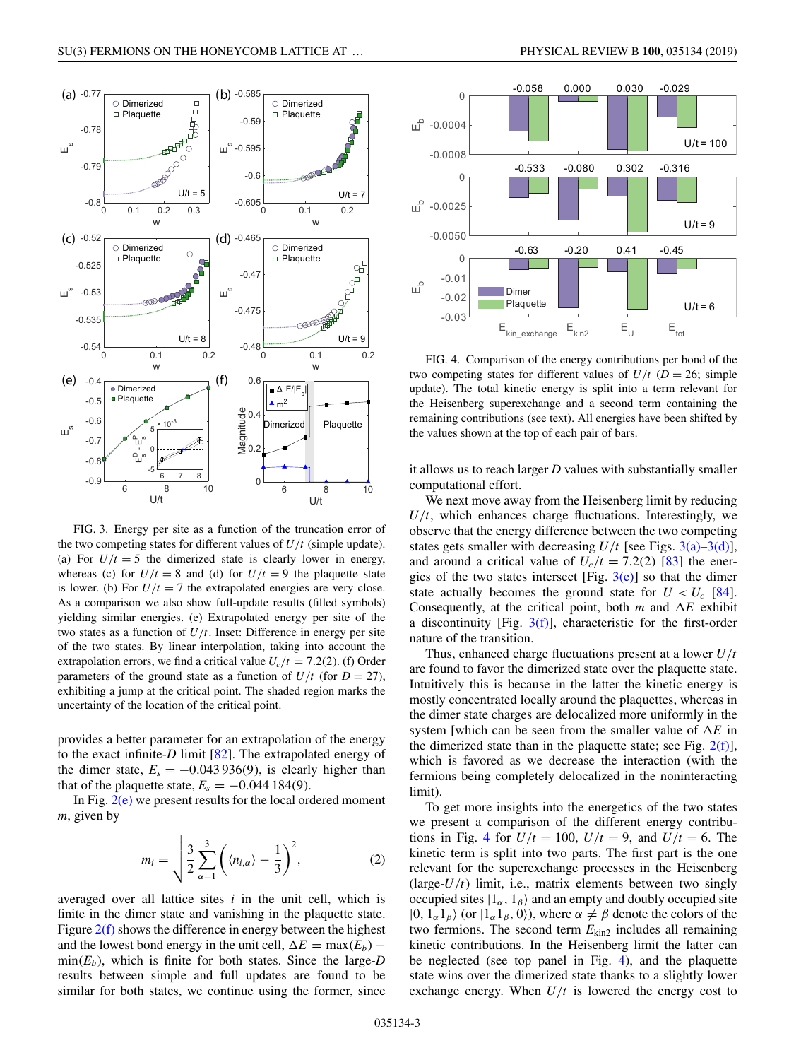FIG. 3. Energy per site as a function of the truncation error of the two competing states for different values of $U/t$ (simple update). (a) For $U/t = 5$ the dimerized state is clearly lower in energy, whereas (c) for $U/t = 8$ and (d) for $U/t = 9$ the plaquette state is lower. (b) For $U/t = 7$ the extrapolated energies are very close. As a comparison we also show full-update results (filled symbols) yielding similar energies. (e) Extrapolated energy per site of the two states as a function of $U/t$. Inset: Difference in energy per site of the two states. By linear interpolation, taking into account the extrapolation errors, we find a critical value $U_c/t = 7.2(2)$. (f) Order parameters of the ground state as a function of $U/t$ (for $D = 27$), exhibiting a jump at the critical point. The shaded region marks the uncertainty of the location of the critical point.

provides a better parameter for an extrapolation of the energy to the exact infinite-$D$ limit [82]. The extrapolated energy of the dimer state, $E_s = -0.043\,936(9)$, is clearly higher than that of the plaquette state, $E_s = -0.044\,184(9)$.

In Fig. 2(e) we present results for the local ordered moment $m$, given by

$$m_i = \sqrt{\frac{3}{2}\sum_{\alpha=1}^{3}\left(\langle n_{i,\alpha}\rangle - \frac{1}{3}\right)^2}, \tag{2}$$

averaged over all lattice sites $i$ in the unit cell, which is finite in the dimer state and vanishing in the plaquette state. Figure 2(f) shows the difference in energy between the highest and the lowest bond energy in the unit cell, $\Delta E = \max(E_b) - \min(E_b)$, which is finite for both states. Since the large-$D$ results between simple and full updates are found to be similar for both states, we continue using the former, since it allows us to reach larger $D$ values with substantially smaller computational effort.

We next move away from the Heisenberg limit by reducing $U/t$, which enhances charge fluctuations. Interestingly, we observe that the energy difference between the two competing states gets smaller with decreasing $U/t$ [see Figs. 3(a)–3(d)], and around a critical value of $U_c/t = 7.2(2)$ [83] the energies of the two states intersect [Fig. 3(e)] so that the dimer state actually becomes the ground state for $U < U_c$ [84]. Consequently, at the critical point, both $m$ and $\Delta E$ exhibit a discontinuity [Fig. 3(f)], characteristic for the first-order nature of the transition.

Thus, enhanced charge fluctuations present at a lower $U/t$ are found to favor the dimerized state over the plaquette state. Intuitively this is because in the latter the kinetic energy is mostly concentrated locally around the plaquettes, whereas in the dimer state charges are delocalized more uniformly in the system [which can be seen from the smaller value of $\Delta E$ in the dimerized state than in the plaquette state; see Fig. 2(f)], which is favored as we decrease the interaction (with the fermions being completely delocalized in the noninteracting limit).

FIG. 4. Comparison of the energy contributions per bond of the two competing states for different values of $U/t$ ($D = 26$; simple update). The total kinetic energy is split into a term relevant for the Heisenberg superexchange and a second term containing the remaining contributions (see text). All energies have been shifted by the values shown at the top of each pair of bars.

To get more insights into the energetics of the two states we present a comparison of the different energy contributions in Fig. 4 for $U/t = 100$, $U/t = 9$, and $U/t = 6$. The kinetic term is split into two parts. The first part is the one relevant for the superexchange processes in the Heisenberg (large-$U/t$) limit, i.e., matrix elements between two singly occupied sites $|1_\alpha, 1_\beta\rangle$ and an empty and doubly occupied site $|0, 1_\alpha 1_\beta\rangle$ (or $|1_\alpha 1_\beta, 0\rangle$), where $\alpha \neq \beta$ denote the colors of the two fermions. The second term $E_{\mathrm{kin2}}$ includes all remaining kinetic contributions. In the Heisenberg limit the latter can be neglected (see top panel in Fig. 4), and the plaquette state wins over the dimerized state thanks to a slightly lower exchange energy. When $U/t$ is lowered the energy cost to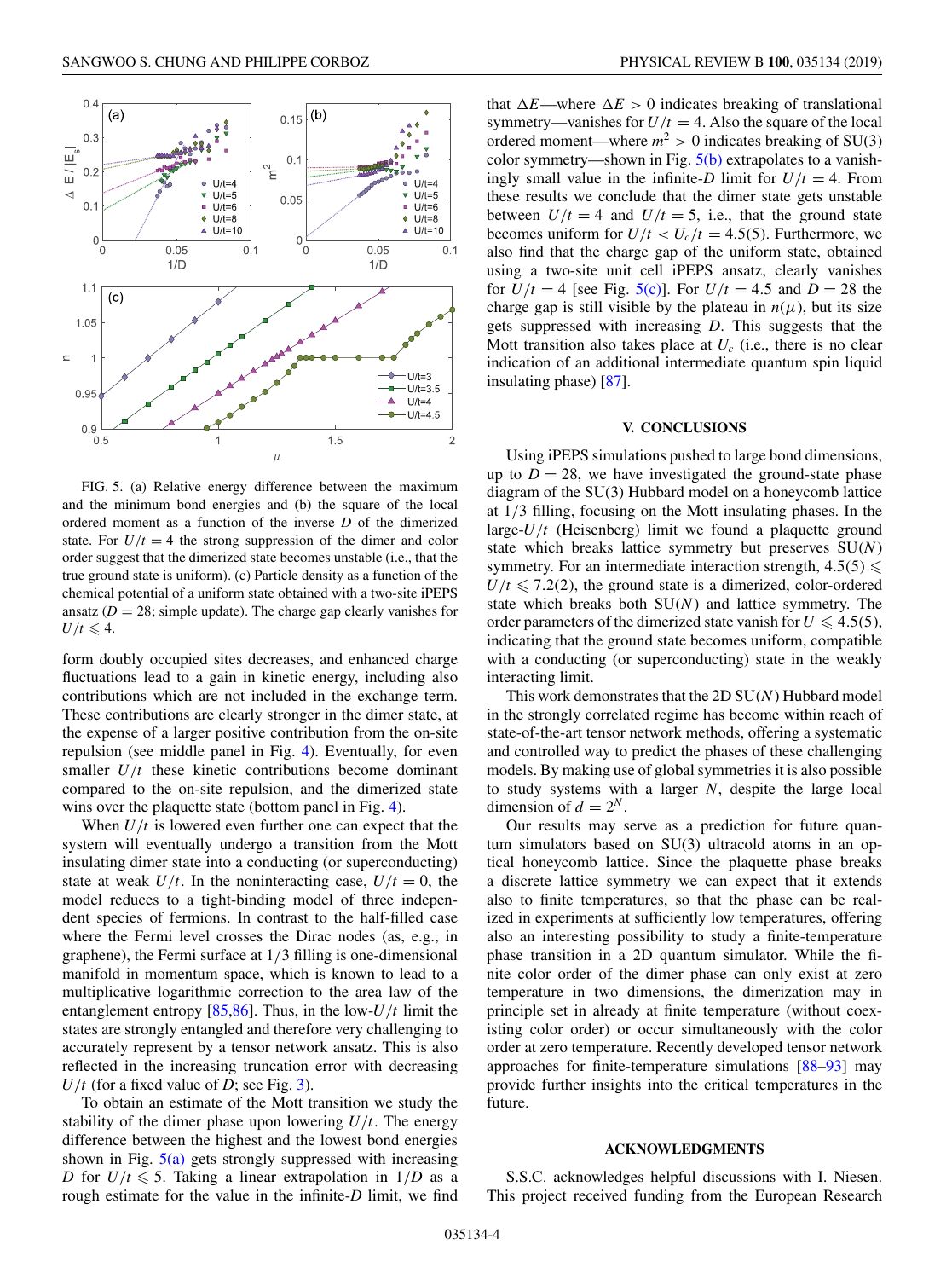FIG. 5. (a) Relative energy difference between the maximum and the minimum bond energies and (b) the square of the local ordered moment as a function of the inverse $D$ of the dimerized state. For $U/t = 4$ the strong suppression of the dimer and color order suggest that the dimerized state becomes unstable (i.e., that the true ground state is uniform). (c) Particle density as a function of the chemical potential of a uniform state obtained with a two-site iPEPS ansatz ($D = 28$; simple update). The charge gap clearly vanishes for $U/t \leqslant 4$.

form doubly occupied sites decreases, and enhanced charge fluctuations lead to a gain in kinetic energy, including also contributions which are not included in the exchange term. These contributions are clearly stronger in the dimer state, at the expense of a larger positive contribution from the on-site repulsion (see middle panel in Fig. 4). Eventually, for even smaller $U/t$ these kinetic contributions become dominant compared to the on-site repulsion, and the dimerized state wins over the plaquette state (bottom panel in Fig. 4).

When $U/t$ is lowered even further one can expect that the system will eventually undergo a transition from the Mott insulating dimer state into a conducting (or superconducting) state at weak $U/t$. In the noninteracting case, $U/t = 0$, the model reduces to a tight-binding model of three independent species of fermions. In contrast to the half-filled case where the Fermi level crosses the Dirac nodes (as, e.g., in graphene), the Fermi surface at 1/3 filling is one-dimensional manifold in momentum space, which is known to lead to a multiplicative logarithmic correction to the area law of the entanglement entropy [85,86]. Thus, in the low-$U/t$ limit the states are strongly entangled and therefore very challenging to accurately represent by a tensor network ansatz. This is also reflected in the increasing truncation error with decreasing $U/t$ (for a fixed value of $D$; see Fig. 3).

To obtain an estimate of the Mott transition we study the stability of the dimer phase upon lowering $U/t$. The energy difference between the highest and the lowest bond energies shown in Fig. 5(a) gets strongly suppressed with increasing $D$ for $U/t \leqslant 5$. Taking a linear extrapolation in $1/D$ as a rough estimate for the value in the infinite-$D$ limit, we find that $\Delta E$—where $\Delta E > 0$ indicates breaking of translational symmetry—vanishes for $U/t = 4$. Also the square of the local ordered moment—where $m^2 > 0$ indicates breaking of SU(3) color symmetry—shown in Fig. 5(b) extrapolates to a vanishingly small value in the infinite-$D$ limit for $U/t = 4$. From these results we conclude that the dimer state gets unstable between $U/t = 4$ and $U/t = 5$, i.e., that the ground state becomes uniform for $U/t < U_c/t = 4.5(5)$. Furthermore, we also find that the charge gap of the uniform state, obtained using a two-site unit cell iPEPS ansatz, clearly vanishes for $U/t = 4$ [see Fig. 5(c)]. For $U/t = 4.5$ and $D = 28$ the charge gap is still visible by the plateau in $n(\mu)$, but its size gets suppressed with increasing $D$. This suggests that the Mott transition also takes place at $U_c$ (i.e., there is no clear indication of an additional intermediate quantum spin liquid insulating phase) [87].

## V. CONCLUSIONS

Using iPEPS simulations pushed to large bond dimensions, up to $D = 28$, we have investigated the ground-state phase diagram of the SU(3) Hubbard model on a honeycomb lattice at 1/3 filling, focusing on the Mott insulating phases. In the large-$U/t$ (Heisenberg) limit we found a plaquette ground state which breaks lattice symmetry but preserves SU($N$) symmetry. For an intermediate interaction strength, $4.5(5) \leqslant U/t \leqslant 7.2(2)$, the ground state is a dimerized, color-ordered state which breaks both SU($N$) and lattice symmetry. The order parameters of the dimerized state vanish for $U \leqslant 4.5(5)$, indicating that the ground state becomes uniform, compatible with a conducting (or superconducting) state in the weakly interacting limit.

This work demonstrates that the 2D SU($N$) Hubbard model in the strongly correlated regime has become within reach of state-of-the-art tensor network methods, offering a systematic and controlled way to predict the phases of these challenging models. By making use of global symmetries it is also possible to study systems with a larger $N$, despite the large local dimension of $d = 2^N$.

Our results may serve as a prediction for future quantum simulators based on SU(3) ultracold atoms in an optical honeycomb lattice. Since the plaquette phase breaks a discrete lattice symmetry we can expect that it extends also to finite temperatures, so that the phase can be realized in experiments at sufficiently low temperatures, offering also an interesting possibility to study a finite-temperature phase transition in a 2D quantum simulator. While the finite color order of the dimer phase can only exist at zero temperature in two dimensions, the dimerization may in principle set in already at finite temperature (without coexisting color order) or occur simultaneously with the color order at zero temperature. Recently developed tensor network approaches for finite-temperature simulations [88–93] may provide further insights into the critical temperatures in the future.

## ACKNOWLEDGMENTS

S.S.C. acknowledges helpful discussions with I. Niesen. This project received funding from the European Research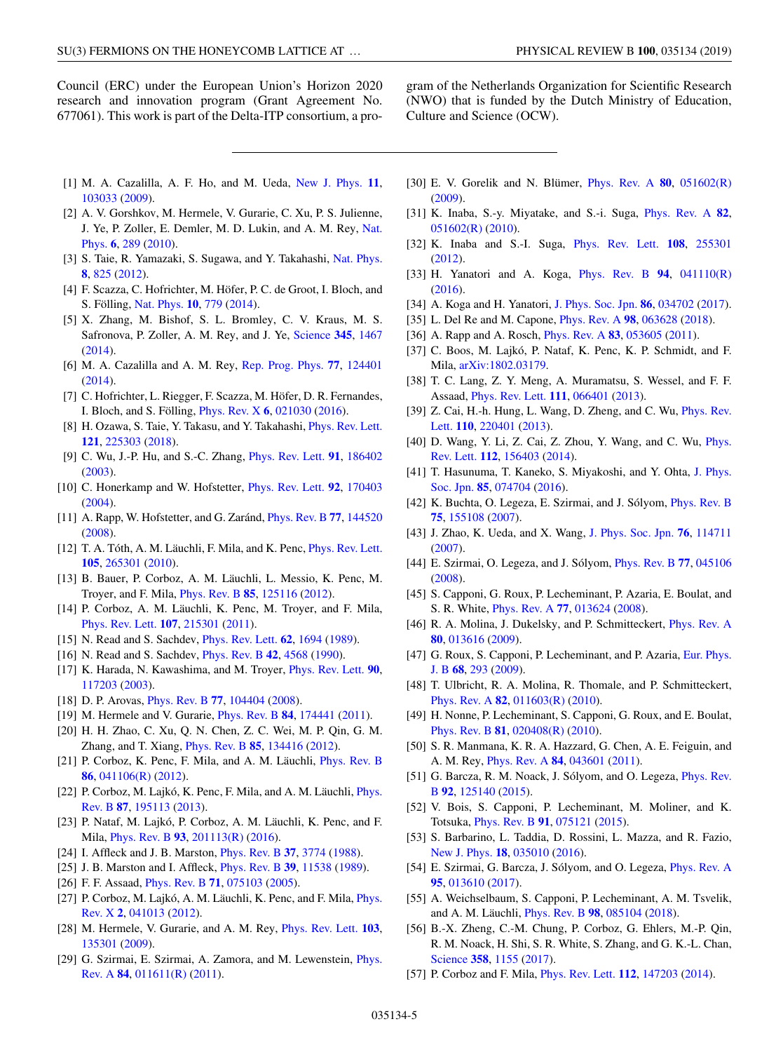Council (ERC) under the European Union's Horizon 2020 research and innovation program (Grant Agreement No. 677061). This work is part of the Delta-ITP consortium, a program of the Netherlands Organization for Scientific Research (NWO) that is funded by the Dutch Ministry of Education, Culture and Science (OCW).

---

[1] M. A. Cazalilla, A. F. Ho, and M. Ueda, New J. Phys. **11**, 103033 (2009).

[2] A. V. Gorshkov, M. Hermele, V. Gurarie, C. Xu, P. S. Julienne, J. Ye, P. Zoller, E. Demler, M. D. Lukin, and A. M. Rey, Nat. Phys. **6**, 289 (2010).

[3] S. Taie, R. Yamazaki, S. Sugawa, and Y. Takahashi, Nat. Phys. **8**, 825 (2012).

[4] F. Scazza, C. Hofrichter, M. Höfer, P. C. de Groot, I. Bloch, and S. Fölling, Nat. Phys. **10**, 779 (2014).

[5] X. Zhang, M. Bishof, S. L. Bromley, C. V. Kraus, M. S. Safronova, P. Zoller, A. M. Rey, and J. Ye, Science **345**, 1467 (2014).

[6] M. A. Cazalilla and A. M. Rey, Rep. Prog. Phys. **77**, 124401 (2014).

[7] C. Hofrichter, L. Riegger, F. Scazza, M. Höfer, D. R. Fernandes, I. Bloch, and S. Fölling, Phys. Rev. X **6**, 021030 (2016).

[8] H. Ozawa, S. Taie, Y. Takasu, and Y. Takahashi, Phys. Rev. Lett. **121**, 225303 (2018).

[9] C. Wu, J.-P. Hu, and S.-C. Zhang, Phys. Rev. Lett. **91**, 186402 (2003).

[10] C. Honerkamp and W. Hofstetter, Phys. Rev. Lett. **92**, 170403 (2004).

[11] A. Rapp, W. Hofstetter, and G. Zaránd, Phys. Rev. B **77**, 144520 (2008).

[12] T. A. Tóth, A. M. Läuchli, F. Mila, and K. Penc, Phys. Rev. Lett. **105**, 265301 (2010).

[13] B. Bauer, P. Corboz, A. M. Läuchli, L. Messio, K. Penc, M. Troyer, and F. Mila, Phys. Rev. B **85**, 125116 (2012).

[14] P. Corboz, A. M. Läuchli, K. Penc, M. Troyer, and F. Mila, Phys. Rev. Lett. **107**, 215301 (2011).

[15] N. Read and S. Sachdev, Phys. Rev. Lett. **62**, 1694 (1989).

[16] N. Read and S. Sachdev, Phys. Rev. B **42**, 4568 (1990).

[17] K. Harada, N. Kawashima, and M. Troyer, Phys. Rev. Lett. **90**, 117203 (2003).

[18] D. P. Arovas, Phys. Rev. B **77**, 104404 (2008).

[19] M. Hermele and V. Gurarie, Phys. Rev. B **84**, 174441 (2011).

[20] H. H. Zhao, C. Xu, Q. N. Chen, Z. C. Wei, M. P. Qin, G. M. Zhang, and T. Xiang, Phys. Rev. B **85**, 134416 (2012).

[21] P. Corboz, K. Penc, F. Mila, and A. M. Läuchli, Phys. Rev. B **86**, 041106(R) (2012).

[22] P. Corboz, M. Lajkó, K. Penc, F. Mila, and A. M. Läuchli, Phys. Rev. B **87**, 195113 (2013).

[23] P. Nataf, M. Lajkó, P. Corboz, A. M. Läuchli, K. Penc, and F. Mila, Phys. Rev. B **93**, 201113(R) (2016).

[24] I. Affleck and J. B. Marston, Phys. Rev. B **37**, 3774 (1988).

[25] J. B. Marston and I. Affleck, Phys. Rev. B **39**, 11538 (1989).

[26] F. F. Assaad, Phys. Rev. B **71**, 075103 (2005).

[27] P. Corboz, M. Lajkó, A. M. Läuchli, K. Penc, and F. Mila, Phys. Rev. X **2**, 041013 (2012).

[28] M. Hermele, V. Gurarie, and A. M. Rey, Phys. Rev. Lett. **103**, 135301 (2009).

[29] G. Szirmai, E. Szirmai, A. Zamora, and M. Lewenstein, Phys. Rev. A **84**, 011611(R) (2011).

[30] E. V. Gorelik and N. Blümer, Phys. Rev. A **80**, 051602(R) (2009).

[31] K. Inaba, S.-y. Miyatake, and S.-i. Suga, Phys. Rev. A **82**, 051602(R) (2010).

[32] K. Inaba and S.-I. Suga, Phys. Rev. Lett. **108**, 255301 (2012).

[33] H. Yanatori and A. Koga, Phys. Rev. B **94**, 041110(R) (2016).

[34] A. Koga and H. Yanatori, J. Phys. Soc. Jpn. **86**, 034702 (2017).

[35] L. Del Re and M. Capone, Phys. Rev. A **98**, 063628 (2018).

[36] A. Rapp and A. Rosch, Phys. Rev. A **83**, 053605 (2011).

[37] C. Boos, M. Lajkó, P. Nataf, K. Penc, K. P. Schmidt, and F. Mila, arXiv:1802.03179.

[38] T. C. Lang, Z. Y. Meng, A. Muramatsu, S. Wessel, and F. F. Assaad, Phys. Rev. Lett. **111**, 066401 (2013).

[39] Z. Cai, H.-h. Hung, L. Wang, D. Zheng, and C. Wu, Phys. Rev. Lett. **110**, 220401 (2013).

[40] D. Wang, Y. Li, Z. Cai, Z. Zhou, Y. Wang, and C. Wu, Phys. Rev. Lett. **112**, 156403 (2014).

[41] T. Hasunuma, T. Kaneko, S. Miyakoshi, and Y. Ohta, J. Phys. Soc. Jpn. **85**, 074704 (2016).

[42] K. Buchta, O. Legeza, E. Szirmai, and J. Sólyom, Phys. Rev. B **75**, 155108 (2007).

[43] J. Zhao, K. Ueda, and X. Wang, J. Phys. Soc. Jpn. **76**, 114711 (2007).

[44] E. Szirmai, O. Legeza, and J. Sólyom, Phys. Rev. B **77**, 045106 (2008).

[45] S. Capponi, G. Roux, P. Lecheminant, P. Azaria, E. Boulat, and S. R. White, Phys. Rev. A **77**, 013624 (2008).

[46] R. A. Molina, J. Dukelsky, and P. Schmitteckert, Phys. Rev. A **80**, 013616 (2009).

[47] G. Roux, S. Capponi, P. Lecheminant, and P. Azaria, Eur. Phys. J. B **68**, 293 (2009).

[48] T. Ulbricht, R. A. Molina, R. Thomale, and P. Schmitteckert, Phys. Rev. A **82**, 011603(R) (2010).

[49] H. Nonne, P. Lecheminant, S. Capponi, G. Roux, and E. Boulat, Phys. Rev. B **81**, 020408(R) (2010).

[50] S. R. Manmana, K. R. A. Hazzard, G. Chen, A. E. Feiguin, and A. M. Rey, Phys. Rev. A **84**, 043601 (2011).

[51] G. Barcza, R. M. Noack, J. Sólyom, and O. Legeza, Phys. Rev. B **92**, 125140 (2015).

[52] V. Bois, S. Capponi, P. Lecheminant, M. Moliner, and K. Totsuka, Phys. Rev. B **91**, 075121 (2015).

[53] S. Barbarino, L. Taddia, D. Rossini, L. Mazza, and R. Fazio, New J. Phys. **18**, 035010 (2016).

[54] E. Szirmai, G. Barcza, J. Sólyom, and O. Legeza, Phys. Rev. A **95**, 013610 (2017).

[55] A. Weichselbaum, S. Capponi, P. Lecheminant, A. M. Tsvelik, and A. M. Läuchli, Phys. Rev. B **98**, 085104 (2018).

[56] B.-X. Zheng, C.-M. Chung, P. Corboz, G. Ehlers, M.-P. Qin, R. M. Noack, H. Shi, S. R. White, S. Zhang, and G. K.-L. Chan, Science **358**, 1155 (2017).

[57] P. Corboz and F. Mila, Phys. Rev. Lett. **112**, 147203 (2014).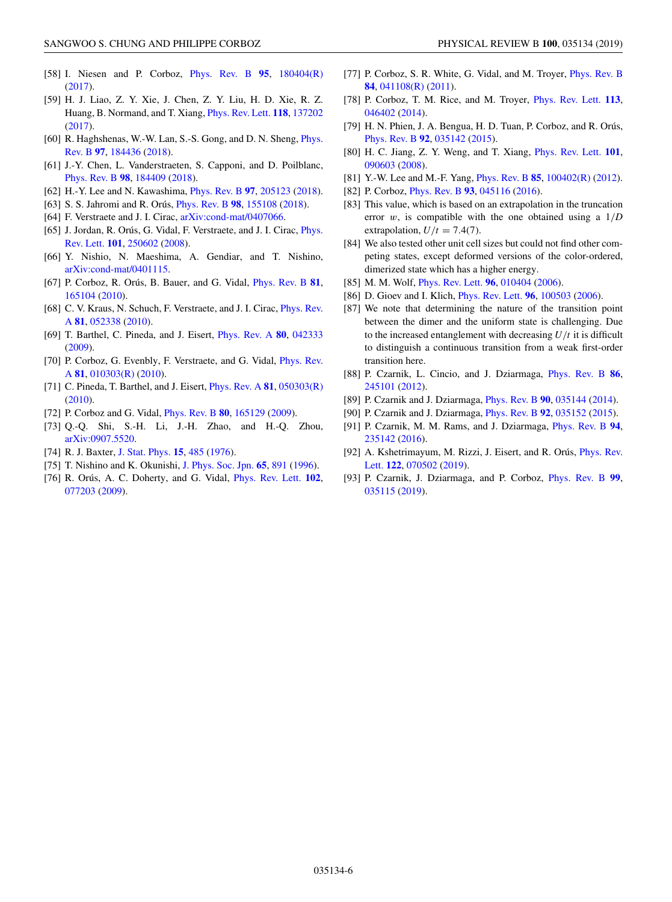[58] I. Niesen and P. Corboz, Phys. Rev. B **95**, 180404(R) (2017).

[59] H. J. Liao, Z. Y. Xie, J. Chen, Z. Y. Liu, H. D. Xie, R. Z. Huang, B. Normand, and T. Xiang, Phys. Rev. Lett. **118**, 137202 (2017).

[60] R. Haghshenas, W.-W. Lan, S.-S. Gong, and D. N. Sheng, Phys. Rev. B **97**, 184436 (2018).

[61] J.-Y. Chen, L. Vanderstraeten, S. Capponi, and D. Poilblanc, Phys. Rev. B **98**, 184409 (2018).

[62] H.-Y. Lee and N. Kawashima, Phys. Rev. B **97**, 205123 (2018).

[63] S. S. Jahromi and R. Orús, Phys. Rev. B **98**, 155108 (2018).

[64] F. Verstraete and J. I. Cirac, arXiv:cond-mat/0407066.

[65] J. Jordan, R. Orús, G. Vidal, F. Verstraete, and J. I. Cirac, Phys. Rev. Lett. **101**, 250602 (2008).

[66] Y. Nishio, N. Maeshima, A. Gendiar, and T. Nishino, arXiv:cond-mat/0401115.

[67] P. Corboz, R. Orús, B. Bauer, and G. Vidal, Phys. Rev. B **81**, 165104 (2010).

[68] C. V. Kraus, N. Schuch, F. Verstraete, and J. I. Cirac, Phys. Rev. A **81**, 052338 (2010).

[69] T. Barthel, C. Pineda, and J. Eisert, Phys. Rev. A **80**, 042333 (2009).

[70] P. Corboz, G. Evenbly, F. Verstraete, and G. Vidal, Phys. Rev. A **81**, 010303(R) (2010).

[71] C. Pineda, T. Barthel, and J. Eisert, Phys. Rev. A **81**, 050303(R) (2010).

[72] P. Corboz and G. Vidal, Phys. Rev. B **80**, 165129 (2009).

[73] Q.-Q. Shi, S.-H. Li, J.-H. Zhao, and H.-Q. Zhou, arXiv:0907.5520.

[74] R. J. Baxter, J. Stat. Phys. **15**, 485 (1976).

[75] T. Nishino and K. Okunishi, J. Phys. Soc. Jpn. **65**, 891 (1996).

[76] R. Orús, A. C. Doherty, and G. Vidal, Phys. Rev. Lett. **102**, 077203 (2009).

[77] P. Corboz, S. R. White, G. Vidal, and M. Troyer, Phys. Rev. B **84**, 041108(R) (2011).

[78] P. Corboz, T. M. Rice, and M. Troyer, Phys. Rev. Lett. **113**, 046402 (2014).

[79] H. N. Phien, J. A. Bengua, H. D. Tuan, P. Corboz, and R. Orús, Phys. Rev. B **92**, 035142 (2015).

[80] H. C. Jiang, Z. Y. Weng, and T. Xiang, Phys. Rev. Lett. **101**, 090603 (2008).

[81] Y.-W. Lee and M.-F. Yang, Phys. Rev. B **85**, 100402(R) (2012).

[82] P. Corboz, Phys. Rev. B **93**, 045116 (2016).

[83] This value, which is based on an extrapolation in the truncation error $w$, is compatible with the one obtained using a $1/D$ extrapolation, $U/t = 7.4(7)$.

[84] We also tested other unit cell sizes but could not find other competing states, except deformed versions of the color-ordered, dimerized state which has a higher energy.

[85] M. M. Wolf, Phys. Rev. Lett. **96**, 010404 (2006).

[86] D. Gioev and I. Klich, Phys. Rev. Lett. **96**, 100503 (2006).

[87] We note that determining the nature of the transition point between the dimer and the uniform state is challenging. Due to the increased entanglement with decreasing $U/t$ it is difficult to distinguish a continuous transition from a weak first-order transition here.

[88] P. Czarnik, L. Cincio, and J. Dziarmaga, Phys. Rev. B **86**, 245101 (2012).

[89] P. Czarnik and J. Dziarmaga, Phys. Rev. B **90**, 035144 (2014).

[90] P. Czarnik and J. Dziarmaga, Phys. Rev. B **92**, 035152 (2015).

[91] P. Czarnik, M. M. Rams, and J. Dziarmaga, Phys. Rev. B **94**, 235142 (2016).

[92] A. Kshetrimayum, M. Rizzi, J. Eisert, and R. Orús, Phys. Rev. Lett. **122**, 070502 (2019).

[93] P. Czarnik, J. Dziarmaga, and P. Corboz, Phys. Rev. B **99**, 035115 (2019).